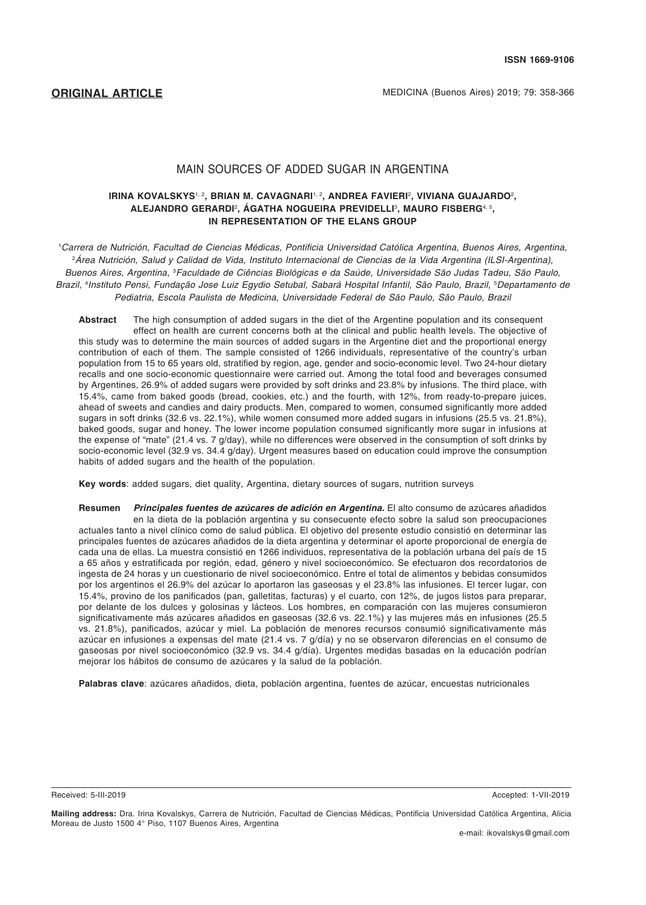**ORIGINAL ARTICLE**

# MAIN SOURCES OF ADDED SUGAR IN ARGENTINA

**IRINA KOVALSKYS[1, 2], BRIAN M. CAVAGNARI[1, 2], ANDREA FAVIERI[2], VIVIANA GUAJARDO[2], ALEJANDRO GERARDI[2], ÁGATHA NOGUEIRA PREVIDELLI[3], MAURO FISBERG[4, 5], IN REPRESENTATION OF THE ELANS GROUP**

[1]*Carrera de Nutrición, Facultad de Ciencias Médicas, Pontificia Universidad Católica Argentina, Buenos Aires, Argentina,* [2]*Área Nutrición, Salud y Calidad de Vida, Instituto Internacional de Ciencias de la Vida Argentina (ILSI-Argentina), Buenos Aires, Argentina,* [3]*Faculdade de Ciências Biológicas e da Saúde, Universidade São Judas Tadeu, São Paulo, Brazil,* [4]*Instituto Pensi, Fundação Jose Luiz Egydio Setubal, Sabará Hospital Infantil, São Paulo, Brazil,* [5]*Departamento de Pediatria, Escola Paulista de Medicina, Universidade Federal de São Paulo, São Paulo, Brazil*

**Abstract** The high consumption of added sugars in the diet of the Argentine population and its consequent effect on health are current concerns both at the clinical and public health levels. The objective of this study was to determine the main sources of added sugars in the Argentine diet and the proportional energy contribution of each of them. The sample consisted of 1266 individuals, representative of the country's urban population from 15 to 65 years old, stratified by region, age, gender and socio-economic level. Two 24-hour dietary recalls and one socio-economic questionnaire were carried out. Among the total food and beverages consumed by Argentines, 26.9% of added sugars were provided by soft drinks and 23.8% by infusions. The third place, with 15.4%, came from baked goods (bread, cookies, etc.) and the fourth, with 12%, from ready-to-prepare juices, ahead of sweets and candies and dairy products. Men, compared to women, consumed significantly more added sugars in soft drinks (32.6 vs. 22.1%), while women consumed more added sugars in infusions (25.5 vs. 21.8%), baked goods, sugar and honey. The lower income population consumed significantly more sugar in infusions at the expense of "mate" (21.4 vs. 7 g/day), while no differences were observed in the consumption of soft drinks by socio-economic level (32.9 vs. 34.4 g/day). Urgent measures based on education could improve the consumption habits of added sugars and the health of the population.

**Key words**: added sugars, diet quality, Argentina, dietary sources of sugars, nutrition surveys

**Resumen** ***Principales fuentes de azúcares de adición en Argentina.*** El alto consumo de azúcares añadidos en la dieta de la población argentina y su consecuente efecto sobre la salud son preocupaciones actuales tanto a nivel clínico como de salud pública. El objetivo del presente estudio consistió en determinar las principales fuentes de azúcares añadidos de la dieta argentina y determinar el aporte proporcional de energía de cada una de ellas. La muestra consistió en 1266 individuos, representativa de la población urbana del país de 15 a 65 años y estratificada por región, edad, género y nivel socioeconómico. Se efectuaron dos recordatorios de ingesta de 24 horas y un cuestionario de nivel socioeconómico. Entre el total de alimentos y bebidas consumidos por los argentinos el 26.9% del azúcar lo aportaron las gaseosas y el 23.8% las infusiones. El tercer lugar, con 15.4%, provino de los panificados (pan, galletitas, facturas) y el cuarto, con 12%, de jugos listos para preparar, por delante de los dulces y golosinas y lácteos. Los hombres, en comparación con las mujeres consumieron significativamente más azúcares añadidos en gaseosas (32.6 vs. 22.1%) y las mujeres más en infusiones (25.5 vs. 21.8%), panificados, azúcar y miel. La población de menores recursos consumió significativamente más azúcar en infusiones a expensas del mate (21.4 vs. 7 g/día) y no se observaron diferencias en el consumo de gaseosas por nivel socioeconómico (32.9 vs. 34.4 g/día). Urgentes medidas basadas en la educación podrían mejorar los hábitos de consumo de azúcares y la salud de la población.

**Palabras clave**: azúcares añadidos, dieta, población argentina, fuentes de azúcar, encuestas nutricionales

Received: 5-III-2019 Accepted: 1-VII-2019

**Mailing address:** Dra. Irina Kovalskys, Carrera de Nutrición, Facultad de Ciencias Médicas, Pontificia Universidad Católica Argentina, Alicia Moreau de Justo 1500 4° Piso, 1107 Buenos Aires, Argentina

e-mail: ikovalskys@gmail.com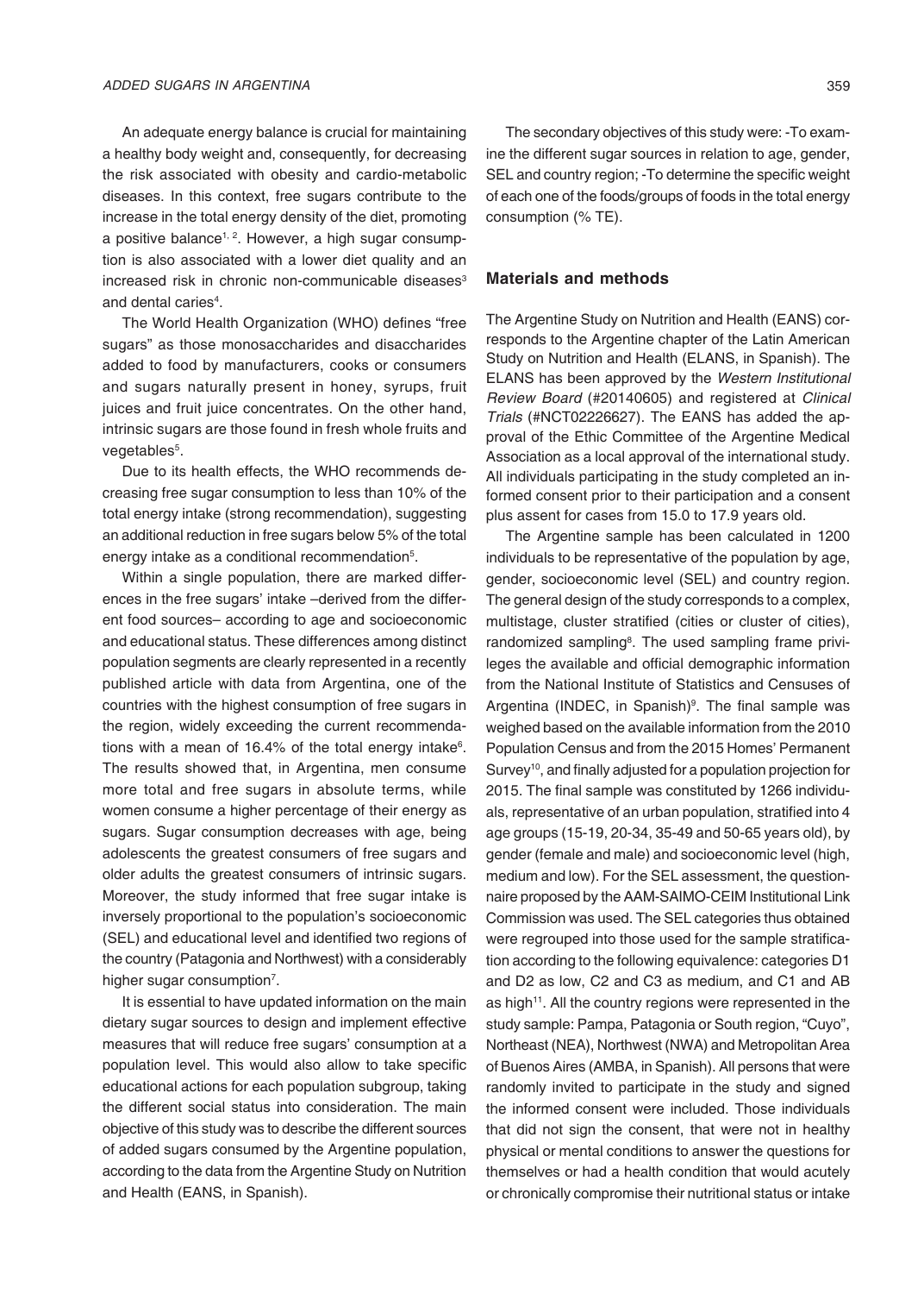An adequate energy balance is crucial for maintaining a healthy body weight and, consequently, for decreasing the risk associated with obesity and cardio-metabolic diseases. In this context, free sugars contribute to the increase in the total energy density of the diet, promoting a positive balance[1, 2]. However, a high sugar consumption is also associated with a lower diet quality and an increased risk in chronic non-communicable diseases[3] and dental caries[4].

The World Health Organization (WHO) defines "free sugars" as those monosaccharides and disaccharides added to food by manufacturers, cooks or consumers and sugars naturally present in honey, syrups, fruit juices and fruit juice concentrates. On the other hand, intrinsic sugars are those found in fresh whole fruits and vegetables[5].

Due to its health effects, the WHO recommends decreasing free sugar consumption to less than 10% of the total energy intake (strong recommendation), suggesting an additional reduction in free sugars below 5% of the total energy intake as a conditional recommendation[5].

Within a single population, there are marked differences in the free sugars' intake –derived from the different food sources– according to age and socioeconomic and educational status. These differences among distinct population segments are clearly represented in a recently published article with data from Argentina, one of the countries with the highest consumption of free sugars in the region, widely exceeding the current recommendations with a mean of 16.4% of the total energy intake[6]. The results showed that, in Argentina, men consume more total and free sugars in absolute terms, while women consume a higher percentage of their energy as sugars. Sugar consumption decreases with age, being adolescents the greatest consumers of free sugars and older adults the greatest consumers of intrinsic sugars. Moreover, the study informed that free sugar intake is inversely proportional to the population's socioeconomic (SEL) and educational level and identified two regions of the country (Patagonia and Northwest) with a considerably higher sugar consumption[7].

It is essential to have updated information on the main dietary sugar sources to design and implement effective measures that will reduce free sugars' consumption at a population level. This would also allow to take specific educational actions for each population subgroup, taking the different social status into consideration. The main objective of this study was to describe the different sources of added sugars consumed by the Argentine population, according to the data from the Argentine Study on Nutrition and Health (EANS, in Spanish).

The secondary objectives of this study were: -To examine the different sugar sources in relation to age, gender, SEL and country region; -To determine the specific weight of each one of the foods/groups of foods in the total energy consumption (% TE).

## Materials and methods

The Argentine Study on Nutrition and Health (EANS) corresponds to the Argentine chapter of the Latin American Study on Nutrition and Health (ELANS, in Spanish). The ELANS has been approved by the *Western Institutional Review Board* (#20140605) and registered at *Clinical Trials* (#NCT02226627). The EANS has added the approval of the Ethic Committee of the Argentine Medical Association as a local approval of the international study. All individuals participating in the study completed an informed consent prior to their participation and a consent plus assent for cases from 15.0 to 17.9 years old.

The Argentine sample has been calculated in 1200 individuals to be representative of the population by age, gender, socioeconomic level (SEL) and country region. The general design of the study corresponds to a complex, multistage, cluster stratified (cities or cluster of cities), randomized sampling[8]. The used sampling frame privileges the available and official demographic information from the National Institute of Statistics and Censuses of Argentina (INDEC, in Spanish)[9]. The final sample was weighed based on the available information from the 2010 Population Census and from the 2015 Homes' Permanent Survey[10], and finally adjusted for a population projection for 2015. The final sample was constituted by 1266 individuals, representative of an urban population, stratified into 4 age groups (15-19, 20-34, 35-49 and 50-65 years old), by gender (female and male) and socioeconomic level (high, medium and low). For the SEL assessment, the questionnaire proposed by the AAM-SAIMO-CEIM Institutional Link Commission was used. The SEL categories thus obtained were regrouped into those used for the sample stratification according to the following equivalence: categories D1 and D2 as low, C2 and C3 as medium, and C1 and AB as high[11]. All the country regions were represented in the study sample: Pampa, Patagonia or South region, "Cuyo", Northeast (NEA), Northwest (NWA) and Metropolitan Area of Buenos Aires (AMBA, in Spanish). All persons that were randomly invited to participate in the study and signed the informed consent were included. Those individuals that did not sign the consent, that were not in healthy physical or mental conditions to answer the questions for themselves or had a health condition that would acutely or chronically compromise their nutritional status or intake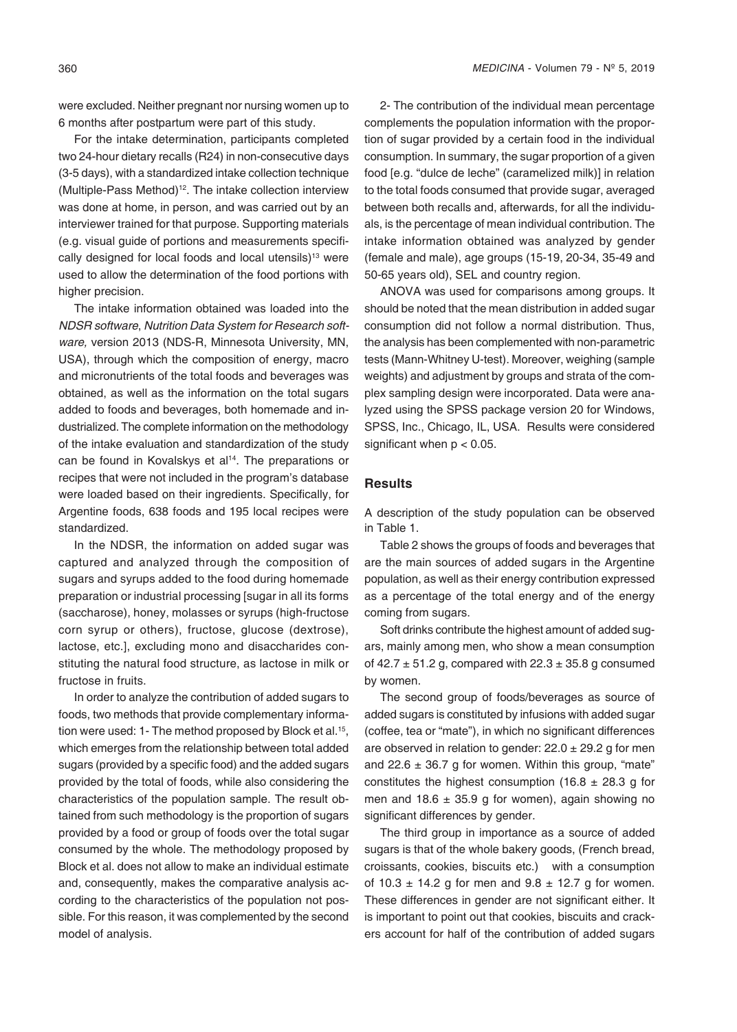were excluded. Neither pregnant nor nursing women up to 6 months after postpartum were part of this study.

For the intake determination, participants completed two 24-hour dietary recalls (R24) in non-consecutive days (3-5 days), with a standardized intake collection technique (Multiple-Pass Method)[12]. The intake collection interview was done at home, in person, and was carried out by an interviewer trained for that purpose. Supporting materials (e.g. visual guide of portions and measurements specifically designed for local foods and local utensils)[13] were used to allow the determination of the food portions with higher precision.

The intake information obtained was loaded into the *NDSR software*, *Nutrition Data System for Research software,* version 2013 (NDS-R, Minnesota University, MN, USA), through which the composition of energy, macro and micronutrients of the total foods and beverages was obtained, as well as the information on the total sugars added to foods and beverages, both homemade and industrialized. The complete information on the methodology of the intake evaluation and standardization of the study can be found in Kovalskys et al[14]. The preparations or recipes that were not included in the program's database were loaded based on their ingredients. Specifically, for Argentine foods, 638 foods and 195 local recipes were standardized.

In the NDSR, the information on added sugar was captured and analyzed through the composition of sugars and syrups added to the food during homemade preparation or industrial processing [sugar in all its forms (saccharose), honey, molasses or syrups (high-fructose corn syrup or others), fructose, glucose (dextrose), lactose, etc.], excluding mono and disaccharides constituting the natural food structure, as lactose in milk or fructose in fruits.

In order to analyze the contribution of added sugars to foods, two methods that provide complementary information were used: 1- The method proposed by Block et al.[15], which emerges from the relationship between total added sugars (provided by a specific food) and the added sugars provided by the total of foods, while also considering the characteristics of the population sample. The result obtained from such methodology is the proportion of sugars provided by a food or group of foods over the total sugar consumed by the whole. The methodology proposed by Block et al. does not allow to make an individual estimate and, consequently, makes the comparative analysis according to the characteristics of the population not possible. For this reason, it was complemented by the second model of analysis.

2- The contribution of the individual mean percentage complements the population information with the proportion of sugar provided by a certain food in the individual consumption. In summary, the sugar proportion of a given food [e.g. "dulce de leche" (caramelized milk)] in relation to the total foods consumed that provide sugar, averaged between both recalls and, afterwards, for all the individuals, is the percentage of mean individual contribution. The intake information obtained was analyzed by gender (female and male), age groups (15-19, 20-34, 35-49 and 50-65 years old), SEL and country region.

ANOVA was used for comparisons among groups. It should be noted that the mean distribution in added sugar consumption did not follow a normal distribution. Thus, the analysis has been complemented with non-parametric tests (Mann-Whitney U-test). Moreover, weighing (sample weights) and adjustment by groups and strata of the complex sampling design were incorporated. Data were analyzed using the SPSS package version 20 for Windows, SPSS, Inc., Chicago, IL, USA. Results were considered significant when $p < 0.05$.

## Results

A description of the study population can be observed in Table 1.

Table 2 shows the groups of foods and beverages that are the main sources of added sugars in the Argentine population, as well as their energy contribution expressed as a percentage of the total energy and of the energy coming from sugars.

Soft drinks contribute the highest amount of added sugars, mainly among men, who show a mean consumption of $42.7 \pm 51.2$ g, compared with $22.3 \pm 35.8$ g consumed by women.

The second group of foods/beverages as source of added sugars is constituted by infusions with added sugar (coffee, tea or "mate"), in which no significant differences are observed in relation to gender: $22.0 \pm 29.2$ g for men and $22.6 \pm 36.7$ g for women. Within this group, "mate" constitutes the highest consumption ($16.8 \pm 28.3$ g for men and $18.6 \pm 35.9$ g for women), again showing no significant differences by gender.

The third group in importance as a source of added sugars is that of the whole bakery goods, (French bread, croissants, cookies, biscuits etc.) with a consumption of $10.3 \pm 14.2$ g for men and $9.8 \pm 12.7$ g for women. These differences in gender are not significant either. It is important to point out that cookies, biscuits and crackers account for half of the contribution of added sugars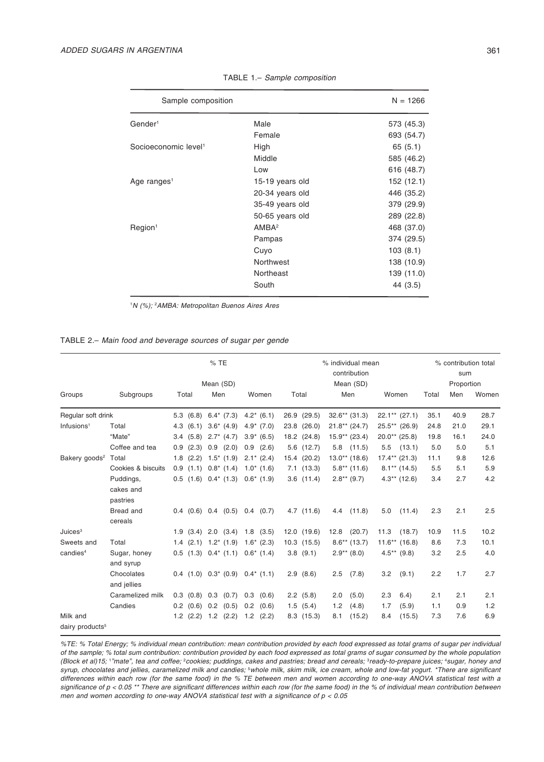TABLE 1.– *Sample composition*

| Sample composition | | N = 1266 |
|---|---|---|
| Gender[1] | Male | 573 (45.3) |
| | Female | 693 (54.7) |
| Socioeconomic level[1] | High | 65 (5.1) |
| | Middle | 585 (46.2) |
| | Low | 616 (48.7) |
| Age ranges[1] | 15-19 years old | 152 (12.1) |
| | 20-34 years old | 446 (35.2) |
| | 35-49 years old | 379 (29.9) |
| | 50-65 years old | 289 (22.8) |
| Region[1] | AMBA[2] | 468 (37.0) |
| | Pampas | 374 (29.5) |
| | Cuyo | 103 (8.1) |
| | Northwest | 138 (10.9) |
| | Northeast | 139 (11.0) |
| | South | 44 (3.5) |

[1]*N (%);* [2]*AMBA: Metropolitan Buenos Aires Ares*

TABLE 2.– *Main food and beverage sources of sugar per gende*

| | | % TE | | | % individual mean contribution | | | % contribution total sum | | |
|---|---|---|---|---|---|---|---|---|---|---|
| | | Mean (SD) | | | Mean (SD) | | | Proportion | | |
| Groups | Subgroups | Total | Men | Women | Total | Men | Women | Total | Men | Women |
| Regular soft drink | | 5.3 (6.8) | 6.4* (7.3) | 4.2* (6.1) | 26.9 (29.5) | 32.6** (31.3) | 22.1** (27.1) | 35.1 | 40.9 | 28.7 |
| Infusions[1] | Total | 4.3 (6.1) | 3.6* (4.9) | 4.9* (7.0) | 23.8 (26.0) | 21.8** (24.7) | 25.5** (26.9) | 24.8 | 21.0 | 29.1 |
| | "Mate" | 3.4 (5.8) | 2.7* (4.7) | 3.9* (6.5) | 18.2 (24.8) | 15.9** (23.4) | 20.0** (25.8) | 19.8 | 16.1 | 24.0 |
| | Coffee and tea | 0.9 (2.3) | 0.9 (2.0) | 0.9 (2.6) | 5.6 (12.7) | 5.8 (11.5) | 5.5 (13.1) | 5.0 | 5.0 | 5.1 |
| Bakery goods[2] | Total | 1.8 (2.2) | 1.5* (1.9) | 2.1* (2.4) | 15.4 (20.2) | 13.0** (18.6) | 17.4** (21.3) | 11.1 | 9.8 | 12.6 |
| | Cookies & biscuits | 0.9 (1.1) | 0.8* (1.4) | 1.0* (1.6) | 7.1 (13.3) | 5.8** (11.6) | 8.1** (14.5) | 5.5 | 5.1 | 5.9 |
| | Puddings, cakes and pastries | 0.5 (1.6) | 0.4* (1.3) | 0.6* (1.9) | 3.6 (11.4) | 2.8** (9.7) | 4.3** (12.6) | 3.4 | 2.7 | 4.2 |
| | Bread and cereals | 0.4 (0.6) | 0.4 (0.5) | 0.4 (0.7) | 4.7 (11.6) | 4.4 (11.8) | 5.0 (11.4) | 2.3 | 2.1 | 2.5 |
| Juices[3] | | 1.9 (3.4) | 2.0 (3.4) | 1.8 (3.5) | 12.0 (19.6) | 12.8 (20.7) | 11.3 (18.7) | 10.9 | 11.5 | 10.2 |
| Sweets and candies[4] | Total | 1.4 (2.1) | 1.2* (1.9) | 1.6* (2.3) | 10.3 (15.5) | 8.6** (13.7) | 11.6** (16.8) | 8.6 | 7.3 | 10.1 |
| | Sugar, honey and syrup | 0.5 (1.3) | 0.4* (1.1) | 0.6* (1.4) | 3.8 (9.1) | 2.9** (8.0) | 4.5** (9.8) | 3.2 | 2.5 | 4.0 |
| | Chocolates and jellies | 0.4 (1.0) | 0.3* (0.9) | 0.4* (1.1) | 2.9 (8.6) | 2.5 (7.8) | 3.2 (9.1) | 2.2 | 1.7 | 2.7 |
| | Caramelized milk | 0.3 (0.8) | 0.3 (0.7) | 0.3 (0.6) | 2.2 (5.8) | 2.0 (5.0) | 2.3 6.4) | 2.1 | 2.1 | 2.1 |
| | Candies | 0.2 (0.6) | 0.2 (0.5) | 0.2 (0.6) | 1.5 (5.4) | 1.2 (4.8) | 1.7 (5.9) | 1.1 | 0.9 | 1.2 |
| Milk and dairy products[5] | | 1.2 (2.2) | 1.2 (2.2) | 1.2 (2.2) | 8.3 (15.3) | 8.1 (15.2) | 8.4 (15.5) | 7.3 | 7.6 | 6.9 |

*%TE: % Total Energy; % individual mean contribution: mean contribution provided by each food expressed as total grams of sugar per individual of the sample; % total sum contribution: contribution provided by each food expressed as total grams of sugar consumed by the whole population (Block et al)15;* [1]*"mate", tea and coffee;* [2]*cookies; puddings, cakes and pastries; bread and cereals;* [3]*ready-to-prepare juices;* [4]*sugar, honey and syrup, chocolates and jellies, caramelized milk and candies;* [5]*whole milk, skim milk, ice cream, whole and low-fat yogurt. \*There are significant differences within each row (for the same food) in the % TE between men and women according to one-way ANOVA statistical test with a significance of $p < 0.05$ \*\* There are significant differences within each row (for the same food) in the % of individual mean contribution between men and women according to one-way ANOVA statistical test with a significance of $p < 0.05$*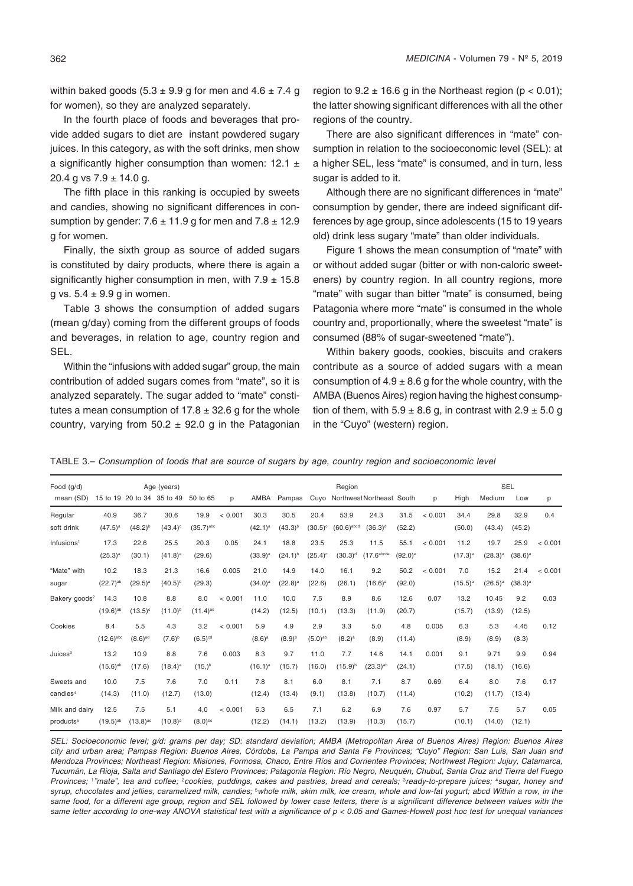within baked goods (5.3 ± 9.9 g for men and 4.6 ± 7.4 g for women), so they are analyzed separately.

In the fourth place of foods and beverages that provide added sugars to diet are instant powdered sugary juices. In this category, as with the soft drinks, men show a significantly higher consumption than women: 12.1 ± 20.4 g vs 7.9 ± 14.0 g.

The fifth place in this ranking is occupied by sweets and candies, showing no significant differences in consumption by gender: 7.6 ± 11.9 g for men and 7.8 ± 12.9 g for women.

Finally, the sixth group as source of added sugars is constituted by dairy products, where there is again a significantly higher consumption in men, with 7.9 ± 15.8 g vs. 5.4 ± 9.9 g in women.

Table 3 shows the consumption of added sugars (mean g/day) coming from the different groups of foods and beverages, in relation to age, country region and SEL.

Within the "infusions with added sugar" group, the main contribution of added sugars comes from "mate", so it is analyzed separately. The sugar added to "mate" constitutes a mean consumption of 17.8 ± 32.6 g for the whole country, varying from 50.2 ± 92.0 g in the Patagonian region to 9.2 ± 16.6 g in the Northeast region ($p < 0.01$); the latter showing significant differences with all the other regions of the country.

There are also significant differences in "mate" consumption in relation to the socioeconomic level (SEL): at a higher SEL, less "mate" is consumed, and in turn, less sugar is added to it.

Although there are no significant differences in "mate" consumption by gender, there are indeed significant differences by age group, since adolescents (15 to 19 years old) drink less sugary "mate" than older individuals.

Figure 1 shows the mean consumption of "mate" with or without added sugar (bitter or with non-caloric sweeteners) by country region. In all country regions, more "mate" with sugar than bitter "mate" is consumed, being Patagonia where more "mate" is consumed in the whole country and, proportionally, where the sweetest "mate" is consumed (88% of sugar-sweetened "mate").

Within bakery goods, cookies, biscuits and crakers contribute as a source of added sugars with a mean consumption of 4.9 ± 8.6 g for the whole country, with the AMBA (Buenos Aires) region having the highest consumption of them, with 5.9 ± 8.6 g, in contrast with 2.9 ± 5.0 g in the "Cuyo" (western) region.

TABLE 3.– *Consumption of foods that are source of sugars by age, country region and socioeconomic level*

| Food (g/d) mean (SD) | Age (years) 15 to 19 | 20 to 34 | 35 to 49 | 50 to 65 | p | Region AMBA | Pampas | Cuyo | Northwest | Northeast | South | p | SEL High | Medium | Low | p |
|---|---|---|---|---|---|---|---|---|---|---|---|---|---|---|---|---|
| Regular soft drink | 40.9 (47.5)[a] | 36.7 (48.2)[b] | 30.6 (43.4)[c] | 19.9 (35.7)[abc] | < 0.001 | 30.3 (42.1)[a] | 30.5 (43.3)[b] | 20.4 (30.5)[c] | 53.9 (60.6)[abcd] | 24.3 (36.3)[d] | 31.5 (52.2) | < 0.001 | 34.4 (50.0) | 29.8 (43.4) | 32.9 (45.2) | 0.4 |
| Infusions[1] | 17.3 (25.3)[a] | 22.6 (30.1) | 25.5 (41.8)[a] | 20.3 (29.6) | 0.05 | 24.1 (33.9)[a] | 18.8 (24.1)[b] | 23.5 (25.4)[c] | 25.3 (30.3)[d] | 11.5 (17.6[abcde] | 55.1 (92.0)[e] | < 0.001 | 11.2 (17.3)[a] | 19.7 (28.3)[a] | 25.9 (38.6)[a] | < 0.001 |
| "Mate" with sugar | 10.2 (22.7)[ab] | 18.3 (29.5)[a] | 21.3 (40.5)[b] | 16.6 (29.3) | 0.005 | 21.0 (34.0)[a] | 14.9 (22.8)[a] | 14.0 (22.6) | 16.1 (26.1) | 9.2 (16.6)[a] | 50.2 (92.0) | < 0.001 | 7.0 (15.5)[a] | 15.2 (26.5)[a] | 21.4 (38.3)[a] | < 0.001 |
| Bakery goods[2] | 14.3 (19.6)[ab] | 10.8 (13.5)[c] | 8.8 (11.0)[b] | 8.0 (11.4)[ac] | < 0.001 | 11.0 (14.2) | 10.0 (12.5) | 7.5 (10.1) | 8.9 (13.3) | 8.6 (11.9) | 12.6 (20.7) | 0.07 | 13.2 (15.7) | 10.45 (13.9) | 9.2 (12.5) | 0.03 |
| Cookies | 8.4 (12.6)[abc] | 5.5 (8.6)[ad] | 4.3 (7.6)[b] | 3.2 (6.5)[cd] | < 0.001 | 5.9 (8.6)[a] | 4.9 (8.9)[b] | 2.9 (5.0)[ab] | 3.3 (8.2)[a] | 5.0 (8.9) | 4.8 (11.4) | 0.005 | 6.3 (8.9) | 5.3 (8.9) | 4.45 (8.3) | 0.12 |
| Juices[3] | 13.2 (15.6)[ab] | 10.9 (17.6) | 8.8 (18.4)[a] | 7.6 (15,)[b] | 0.003 | 8.3 (16.1)[a] | 9.7 (15.7) | 11.0 (16.0) | 7.7 (15.9)[b] | 14.6 (23.3)[ab] | 14.1 (24.1) | 0.001 | 9.1 (17.5) | 9.71 (18.1) | 9.9 (16.6) | 0.94 |
| Sweets and candies[4] | 10.0 (14.3) | 7.5 (11.0) | 7.6 (12.7) | 7.0 (13.0) | 0.11 | 7.8 (12.4) | 8.1 (13.4) | 6.0 (9.1) | 8.1 (13.8) | 7.1 (10.7) | 8.7 (11.4) | 0.69 | 6.4 (10.2) | 8.0 (11.7) | 7.6 (13.4) | 0.17 |
| Milk and dairy products[5] | 12.5 (19.5)[ab] | 7.5 (13.8)[ac] | 5.1 (10.8)[a] | 4,0 (8.0)[bc] | < 0.001 | 6.3 (12.2) | 6.5 (14.1) | 7.1 (13.2) | 6.2 (13.9) | 6.9 (10.3) | 7.6 (15.7) | 0.97 | 5.7 (10.1) | 7.5 (14.0) | 5.7 (12.1) | 0.05 |

*SEL: Socioeconomic level; g/d: grams per day; SD: standard deviation; AMBA (Metropolitan Area of Buenos Aires) Region: Buenos Aires city and urban area; Pampas Region: Buenos Aires, Córdoba, La Pampa and Santa Fe Provinces; "Cuyo" Region: San Luis, San Juan and Mendoza Provinces; Northeast Region: Misiones, Formosa, Chaco, Entre Ríos and Corrientes Provinces; Northwest Region: Jujuy, Catamarca, Tucumán, La Rioja, Salta and Santiago del Estero Provinces; Patagonia Region: Río Negro, Neuquén, Chubut, Santa Cruz and Tierra del Fuego Provinces; [1]"mate", tea and coffee; [2]cookies, puddings, cakes and pastries, bread and cereals; [3]ready-to-prepare juices; [4]sugar, honey and syrup, chocolates and jellies, caramelized milk, candies; [5]whole milk, skim milk, ice cream, whole and low-fat yogurt; abcd Within a row, in the same food, for a different age group, region and SEL followed by lower case letters, there is a significant difference between values with the same letter according to one-way ANOVA statistical test with a significance of p < 0.05 and Games-Howell post hoc test for unequal variances*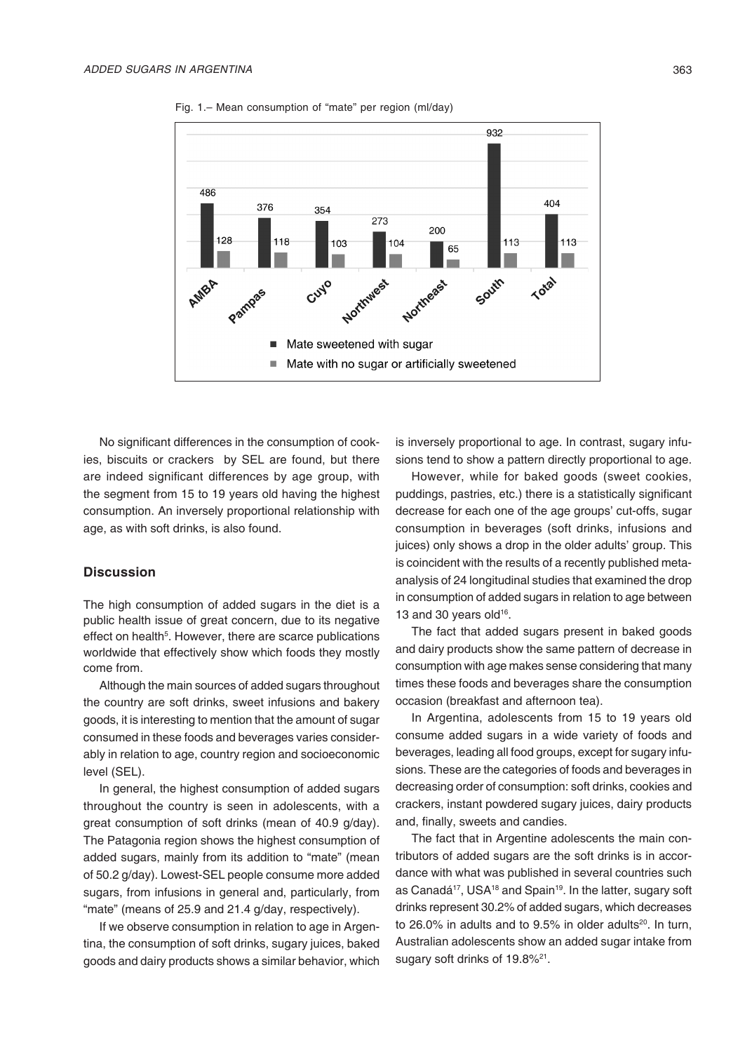Fig. 1.– Mean consumption of "mate" per region (ml/day)

| Region | Mate sweetened with sugar | Mate with no sugar or artificially sweetened |
|---|---|---|
| AMBA | 486 | 128 |
| Pampas | 376 | 118 |
| Cuyo | 354 | 103 |
| Northwest | 273 | 104 |
| Northeast | 200 | 65 |
| South | 932 | 113 |
| Total | 404 | 113 |

No significant differences in the consumption of cookies, biscuits or crackers by SEL are found, but there are indeed significant differences by age group, with the segment from 15 to 19 years old having the highest consumption. An inversely proportional relationship with age, as with soft drinks, is also found.

## Discussion

The high consumption of added sugars in the diet is a public health issue of great concern, due to its negative effect on health[5]. However, there are scarce publications worldwide that effectively show which foods they mostly come from.

Although the main sources of added sugars throughout the country are soft drinks, sweet infusions and bakery goods, it is interesting to mention that the amount of sugar consumed in these foods and beverages varies considerably in relation to age, country region and socioeconomic level (SEL).

In general, the highest consumption of added sugars throughout the country is seen in adolescents, with a great consumption of soft drinks (mean of 40.9 g/day). The Patagonia region shows the highest consumption of added sugars, mainly from its addition to "mate" (mean of 50.2 g/day). Lowest-SEL people consume more added sugars, from infusions in general and, particularly, from "mate" (means of 25.9 and 21.4 g/day, respectively).

If we observe consumption in relation to age in Argentina, the consumption of soft drinks, sugary juices, baked goods and dairy products shows a similar behavior, which is inversely proportional to age. In contrast, sugary infusions tend to show a pattern directly proportional to age.

However, while for baked goods (sweet cookies, puddings, pastries, etc.) there is a statistically significant decrease for each one of the age groups' cut-offs, sugar consumption in beverages (soft drinks, infusions and juices) only shows a drop in the older adults' group. This is coincident with the results of a recently published meta-analysis of 24 longitudinal studies that examined the drop in consumption of added sugars in relation to age between 13 and 30 years old[16].

The fact that added sugars present in baked goods and dairy products show the same pattern of decrease in consumption with age makes sense considering that many times these foods and beverages share the consumption occasion (breakfast and afternoon tea).

In Argentina, adolescents from 15 to 19 years old consume added sugars in a wide variety of foods and beverages, leading all food groups, except for sugary infusions. These are the categories of foods and beverages in decreasing order of consumption: soft drinks, cookies and crackers, instant powdered sugary juices, dairy products and, finally, sweets and candies.

The fact that in Argentine adolescents the main contributors of added sugars are the soft drinks is in accordance with what was published in several countries such as Canadá[17], USA[18] and Spain[19]. In the latter, sugary soft drinks represent 30.2% of added sugars, which decreases to 26.0% in adults and to 9.5% in older adults[20]. In turn, Australian adolescents show an added sugar intake from sugary soft drinks of 19.8%[21].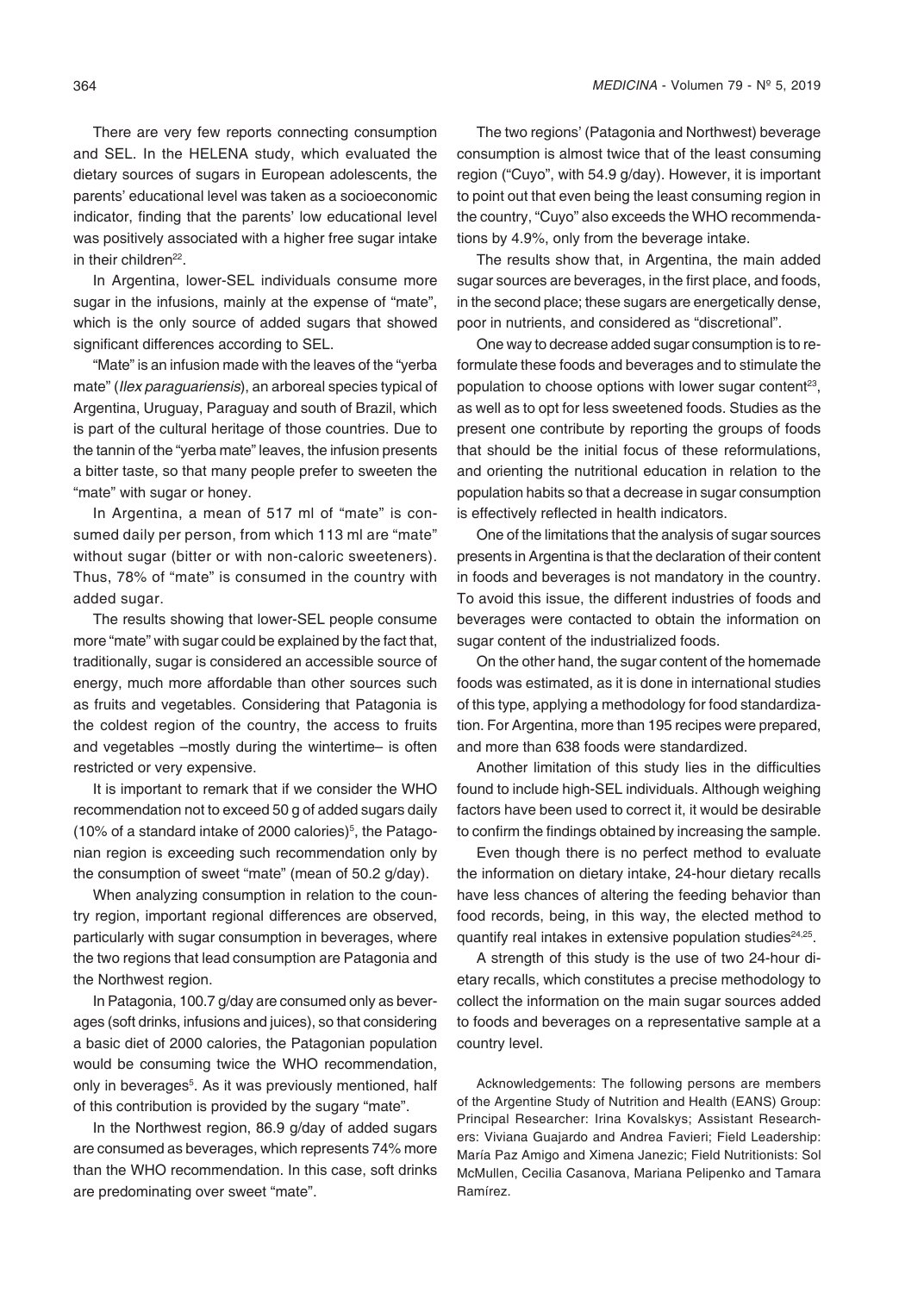There are very few reports connecting consumption and SEL. In the HELENA study, which evaluated the dietary sources of sugars in European adolescents, the parents' educational level was taken as a socioeconomic indicator, finding that the parents' low educational level was positively associated with a higher free sugar intake in their children[22].

In Argentina, lower-SEL individuals consume more sugar in the infusions, mainly at the expense of "mate", which is the only source of added sugars that showed significant differences according to SEL.

"Mate" is an infusion made with the leaves of the "yerba mate" (*Ilex paraguariensis*), an arboreal species typical of Argentina, Uruguay, Paraguay and south of Brazil, which is part of the cultural heritage of those countries. Due to the tannin of the "yerba mate" leaves, the infusion presents a bitter taste, so that many people prefer to sweeten the "mate" with sugar or honey.

In Argentina, a mean of 517 ml of "mate" is consumed daily per person, from which 113 ml are "mate" without sugar (bitter or with non-caloric sweeteners). Thus, 78% of "mate" is consumed in the country with added sugar.

The results showing that lower-SEL people consume more "mate" with sugar could be explained by the fact that, traditionally, sugar is considered an accessible source of energy, much more affordable than other sources such as fruits and vegetables. Considering that Patagonia is the coldest region of the country, the access to fruits and vegetables –mostly during the wintertime– is often restricted or very expensive.

It is important to remark that if we consider the WHO recommendation not to exceed 50 g of added sugars daily (10% of a standard intake of 2000 calories)[5], the Patagonian region is exceeding such recommendation only by the consumption of sweet "mate" (mean of 50.2 g/day).

When analyzing consumption in relation to the country region, important regional differences are observed, particularly with sugar consumption in beverages, where the two regions that lead consumption are Patagonia and the Northwest region.

In Patagonia, 100.7 g/day are consumed only as beverages (soft drinks, infusions and juices), so that considering a basic diet of 2000 calories, the Patagonian population would be consuming twice the WHO recommendation, only in beverages[5]. As it was previously mentioned, half of this contribution is provided by the sugary "mate".

In the Northwest region, 86.9 g/day of added sugars are consumed as beverages, which represents 74% more than the WHO recommendation. In this case, soft drinks are predominating over sweet "mate".

The two regions' (Patagonia and Northwest) beverage consumption is almost twice that of the least consuming region ("Cuyo", with 54.9 g/day). However, it is important to point out that even being the least consuming region in the country, "Cuyo" also exceeds the WHO recommendations by 4.9%, only from the beverage intake.

The results show that, in Argentina, the main added sugar sources are beverages, in the first place, and foods, in the second place; these sugars are energetically dense, poor in nutrients, and considered as "discretional".

One way to decrease added sugar consumption is to reformulate these foods and beverages and to stimulate the population to choose options with lower sugar content[23], as well as to opt for less sweetened foods. Studies as the present one contribute by reporting the groups of foods that should be the initial focus of these reformulations, and orienting the nutritional education in relation to the population habits so that a decrease in sugar consumption is effectively reflected in health indicators.

One of the limitations that the analysis of sugar sources presents in Argentina is that the declaration of their content in foods and beverages is not mandatory in the country. To avoid this issue, the different industries of foods and beverages were contacted to obtain the information on sugar content of the industrialized foods.

On the other hand, the sugar content of the homemade foods was estimated, as it is done in international studies of this type, applying a methodology for food standardization. For Argentina, more than 195 recipes were prepared, and more than 638 foods were standardized.

Another limitation of this study lies in the difficulties found to include high-SEL individuals. Although weighing factors have been used to correct it, it would be desirable to confirm the findings obtained by increasing the sample.

Even though there is no perfect method to evaluate the information on dietary intake, 24-hour dietary recalls have less chances of altering the feeding behavior than food records, being, in this way, the elected method to quantify real intakes in extensive population studies[24,25].

A strength of this study is the use of two 24-hour dietary recalls, which constitutes a precise methodology to collect the information on the main sugar sources added to foods and beverages on a representative sample at a country level.

Acknowledgements: The following persons are members of the Argentine Study of Nutrition and Health (EANS) Group: Principal Researcher: Irina Kovalskys; Assistant Researchers: Viviana Guajardo and Andrea Favieri; Field Leadership: María Paz Amigo and Ximena Janezic; Field Nutritionists: Sol McMullen, Cecilia Casanova, Mariana Pelipenko and Tamara Ramírez.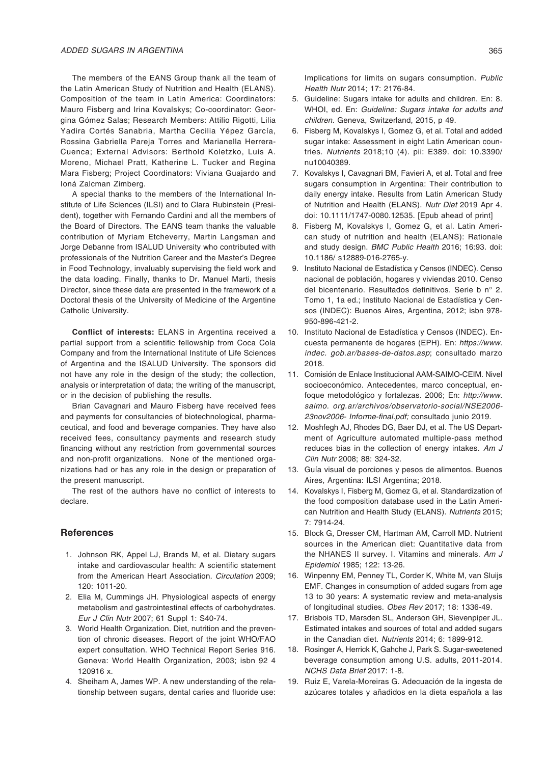The members of the EANS Group thank all the team of the Latin American Study of Nutrition and Health (ELANS). Composition of the team in Latin America: Coordinators: Mauro Fisberg and Irina Kovalskys; Co-coordinator: Georgina Gómez Salas; Research Members: Attilio Rigotti, Lilia Yadira Cortés Sanabria, Martha Cecilia Yépez García, Rossina Gabriella Pareja Torres and Marianella Herrera-Cuenca; External Advisors: Berthold Koletzko, Luis A. Moreno, Michael Pratt, Katherine L. Tucker and Regina Mara Fisberg; Project Coordinators: Viviana Guajardo and Ioná Zalcman Zimberg.

A special thanks to the members of the International Institute of Life Sciences (ILSI) and to Clara Rubinstein (President), together with Fernando Cardini and all the members of the Board of Directors. The EANS team thanks the valuable contribution of Myriam Etcheverry, Martin Langsman and Jorge Debanne from ISALUD University who contributed with professionals of the Nutrition Career and the Master's Degree in Food Technology, invaluably supervising the field work and the data loading. Finally, thanks to Dr. Manuel Marti, thesis Director, since these data are presented in the framework of a Doctoral thesis of the University of Medicine of the Argentine Catholic University.

**Conflict of interests:** ELANS in Argentina received a partial support from a scientific fellowship from Coca Cola Company and from the International Institute of Life Sciences of Argentina and the ISALUD University. The sponsors did not have any role in the design of the study; the collection, analysis or interpretation of data; the writing of the manuscript, or in the decision of publishing the results.

Brian Cavagnari and Mauro Fisberg have received fees and payments for consultancies of biotechnological, pharmaceutical, and food and beverage companies. They have also received fees, consultancy payments and research study financing without any restriction from governmental sources and non-profit organizations. None of the mentioned organizations had or has any role in the design or preparation of the present manuscript.

The rest of the authors have no conflict of interests to declare.

## References

1. Johnson RK, Appel LJ, Brands M, et al. Dietary sugars intake and cardiovascular health: A scientific statement from the American Heart Association. *Circulation* 2009; 120: 1011-20.
2. Elia M, Cummings JH. Physiological aspects of energy metabolism and gastrointestinal effects of carbohydrates. *Eur J Clin Nutr* 2007; 61 Suppl 1: S40-74.
3. World Health Organization. Diet, nutrition and the prevention of chronic diseases. Report of the joint WHO/FAO expert consultation. WHO Technical Report Series 916. Geneva: World Health Organization, 2003; isbn 92 4 120916 x.
4. Sheiham A, James WP. A new understanding of the relationship between sugars, dental caries and fluoride use: Implications for limits on sugars consumption. *Public Health Nutr* 2014; 17: 2176-84.
5. Guideline: Sugars intake for adults and children. En: 8. WHOI, ed. En: *Guideline: Sugars intake for adults and children.* Geneva, Switzerland, 2015, p 49.
6. Fisberg M, Kovalskys I, Gomez G, et al. Total and added sugar intake: Assessment in eight Latin American countries. *Nutrients* 2018;10 (4). pii: E389. doi: 10.3390/nu10040389.
7. Kovalskys I, Cavagnari BM, Favieri A, et al. Total and free sugars consumption in Argentina: Their contribution to daily energy intake. Results from Latin American Study of Nutrition and Health (ELANS). *Nutr Diet* 2019 Apr 4. doi: 10.1111/1747-0080.12535. [Epub ahead of print]
8. Fisberg M, Kovalskys I, Gomez G, et al. Latin American study of nutrition and health (ELANS): Rationale and study design. *BMC Public Health* 2016; 16:93. doi: 10.1186/ s12889-016-2765-y.
9. Instituto Nacional de Estadística y Censos (INDEC). Censo nacional de población, hogares y viviendas 2010. Censo del bicentenario. Resultados definitivos. Serie b n° 2. Tomo 1, 1a ed.; Instituto Nacional de Estadística y Censos (INDEC): Buenos Aires, Argentina, 2012; isbn 978-950-896-421-2.
10. Instituto Nacional de Estadística y Censos (INDEC). Encuesta permanente de hogares (EPH). En: *https://www.indec. gob.ar/bases-de-datos.asp*; consultado marzo 2018.
11. Comisión de Enlace Institucional AAM-SAIMO-CEIM. Nivel socioeconómico. Antecedentes, marco conceptual, enfoque metodológico y fortalezas. 2006; En: *http://www.saimo. org.ar/archivos/observatorio-social/NSE2006-23nov2006- Informe-final.pdf;* consultado junio 2019.
12. Moshfegh AJ, Rhodes DG, Baer DJ, et al. The US Department of Agriculture automated multiple-pass method reduces bias in the collection of energy intakes. *Am J Clin Nutr* 2008; 88: 324-32.
13. Guía visual de porciones y pesos de alimentos. Buenos Aires, Argentina: ILSI Argentina; 2018.
14. Kovalskys I, Fisberg M, Gomez G, et al. Standardization of the food composition database used in the Latin American Nutrition and Health Study (ELANS). *Nutrients* 2015; 7: 7914-24.
15. Block G, Dresser CM, Hartman AM, Carroll MD. Nutrient sources in the American diet: Quantitative data from the NHANES II survey. I. Vitamins and minerals. *Am J Epidemiol* 1985; 122: 13-26.
16. Winpenny EM, Penney TL, Corder K, White M, van Sluijs EMF. Changes in consumption of added sugars from age 13 to 30 years: A systematic review and meta-analysis of longitudinal studies. *Obes Rev* 2017; 18: 1336-49.
17. Brisbois TD, Marsden SL, Anderson GH, Sievenpiper JL. Estimated intakes and sources of total and added sugars in the Canadian diet. *Nutrients* 2014; 6: 1899-912.
18. Rosinger A, Herrick K, Gahche J, Park S. Sugar-sweetened beverage consumption among U.S. adults, 2011-2014. *NCHS Data Brief* 2017: 1-8.
19. Ruiz E, Varela-Moreiras G. Adecuación de la ingesta de azúcares totales y añadidos en la dieta española a las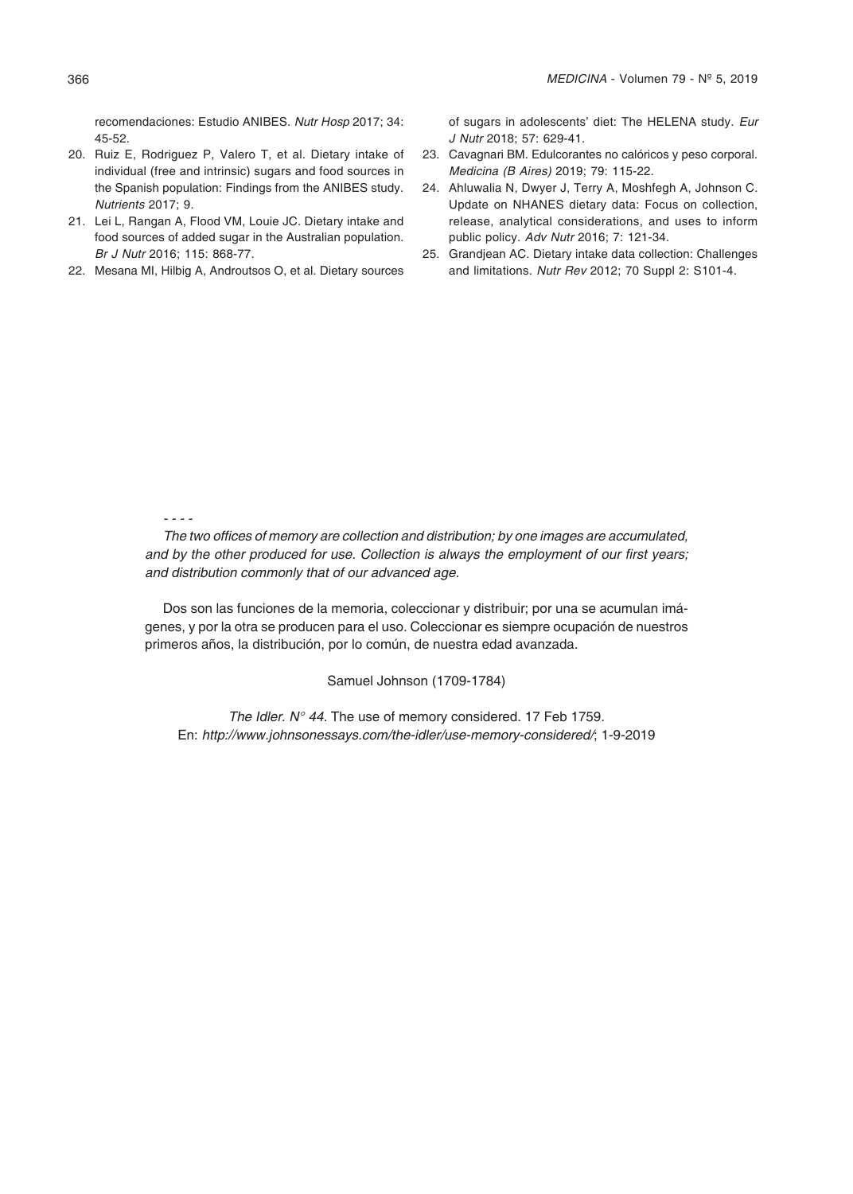recomendaciones: Estudio ANIBES. *Nutr Hosp* 2017; 34: 45-52.

20. Ruiz E, Rodriguez P, Valero T, et al. Dietary intake of individual (free and intrinsic) sugars and food sources in the Spanish population: Findings from the ANIBES study. *Nutrients* 2017; 9.
21. Lei L, Rangan A, Flood VM, Louie JC. Dietary intake and food sources of added sugar in the Australian population. *Br J Nutr* 2016; 115: 868-77.
22. Mesana MI, Hilbig A, Androutsos O, et al. Dietary sources of sugars in adolescents' diet: The HELENA study. *Eur J Nutr* 2018; 57: 629-41.
23. Cavagnari BM. Edulcorantes no calóricos y peso corporal. *Medicina (B Aires)* 2019; 79: 115-22.
24. Ahluwalia N, Dwyer J, Terry A, Moshfegh A, Johnson C. Update on NHANES dietary data: Focus on collection, release, analytical considerations, and uses to inform public policy. *Adv Nutr* 2016; 7: 121-34.
25. Grandjean AC. Dietary intake data collection: Challenges and limitations. *Nutr Rev* 2012; 70 Suppl 2: S101-4.

- - - -

*The two offices of memory are collection and distribution; by one images are accumulated, and by the other produced for use. Collection is always the employment of our first years; and distribution commonly that of our advanced age.*

Dos son las funciones de la memoria, coleccionar y distribuir; por una se acumulan imágenes, y por la otra se producen para el uso. Coleccionar es siempre ocupación de nuestros primeros años, la distribución, por lo común, de nuestra edad avanzada.

Samuel Johnson (1709-1784)

*The Idler. N° 44*. The use of memory considered. 17 Feb 1759.
En: *http://www.johnsonessays.com/the-idler/use-memory-considered/*; 1-9-2019